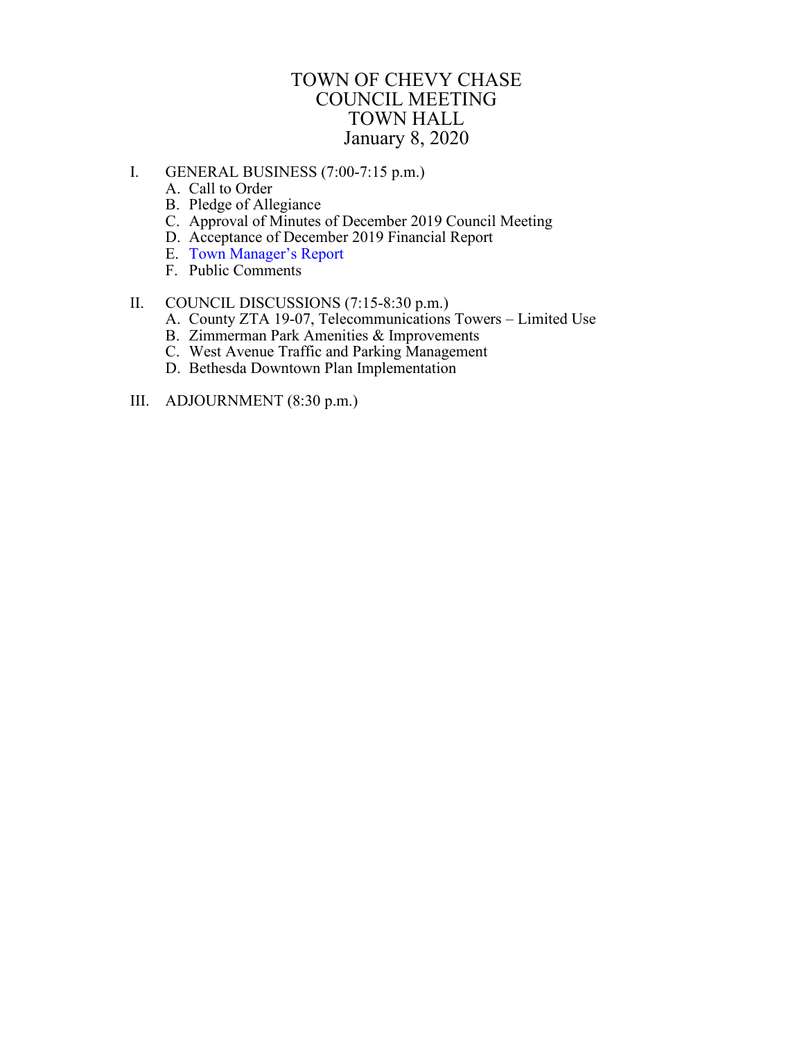# TOWN OF CHEVY CHASE
# COUNCIL MEETING
# TOWN HALL
# January 8, 2020

I. GENERAL BUSINESS (7:00-7:15 p.m.)
   A. Call to Order
   B. Pledge of Allegiance
   C. Approval of Minutes of December 2019 Council Meeting
   D. Acceptance of December 2019 Financial Report
   E. Town Manager's Report
   F. Public Comments

II. COUNCIL DISCUSSIONS (7:15-8:30 p.m.)
   A. County ZTA 19-07, Telecommunications Towers – Limited Use
   B. Zimmerman Park Amenities & Improvements
   C. West Avenue Traffic and Parking Management
   D. Bethesda Downtown Plan Implementation

III. ADJOURNMENT (8:30 p.m.)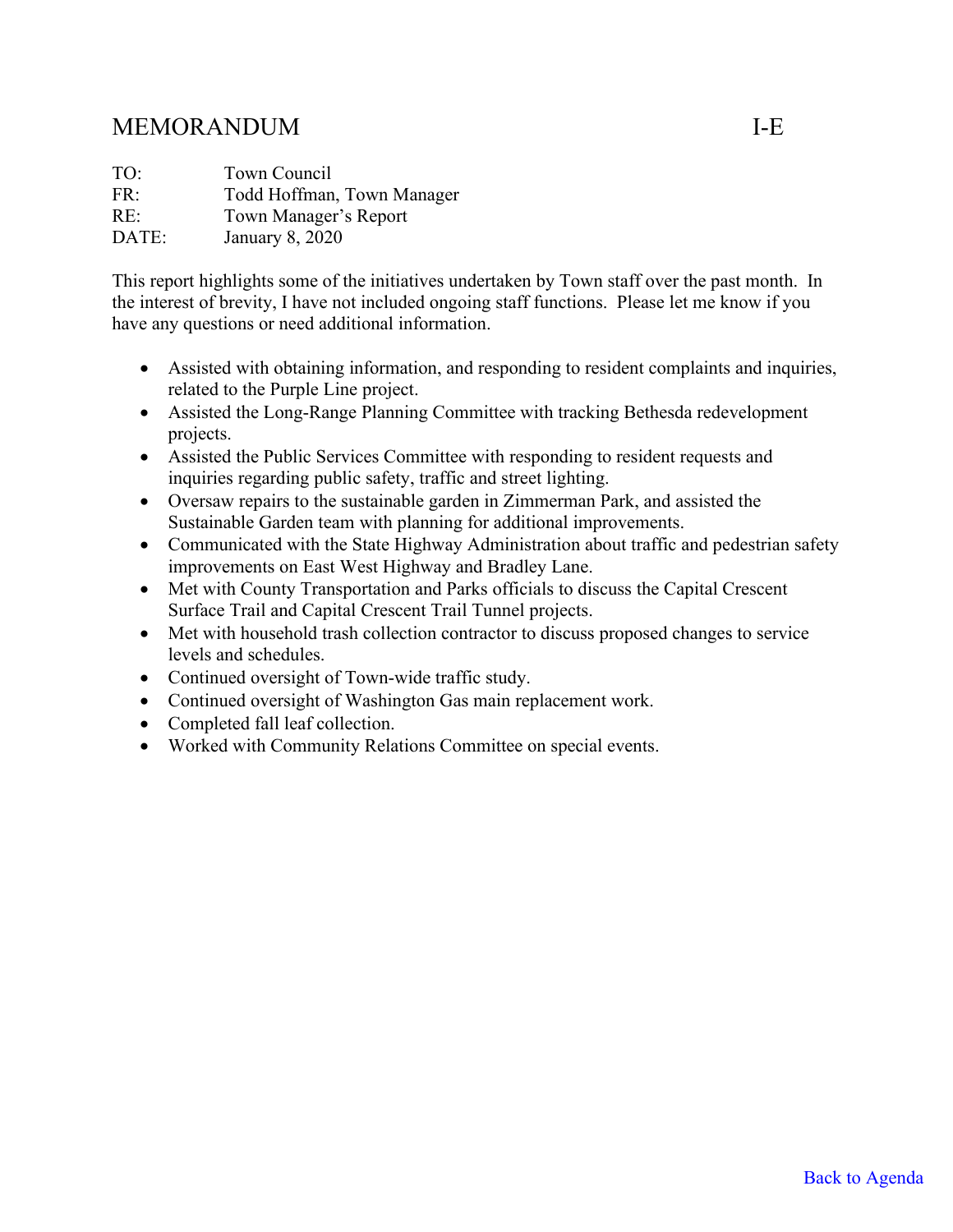# MEMORANDUM I-E

TO: Town Council
FR: Todd Hoffman, Town Manager
RE: Town Manager's Report
DATE: January 8, 2020

This report highlights some of the initiatives undertaken by Town staff over the past month. In the interest of brevity, I have not included ongoing staff functions. Please let me know if you have any questions or need additional information.

- Assisted with obtaining information, and responding to resident complaints and inquiries, related to the Purple Line project.
- Assisted the Long-Range Planning Committee with tracking Bethesda redevelopment projects.
- Assisted the Public Services Committee with responding to resident requests and inquiries regarding public safety, traffic and street lighting.
- Oversaw repairs to the sustainable garden in Zimmerman Park, and assisted the Sustainable Garden team with planning for additional improvements.
- Communicated with the State Highway Administration about traffic and pedestrian safety improvements on East West Highway and Bradley Lane.
- Met with County Transportation and Parks officials to discuss the Capital Crescent Surface Trail and Capital Crescent Trail Tunnel projects.
- Met with household trash collection contractor to discuss proposed changes to service levels and schedules.
- Continued oversight of Town-wide traffic study.
- Continued oversight of Washington Gas main replacement work.
- Completed fall leaf collection.
- Worked with Community Relations Committee on special events.

Back to Agenda